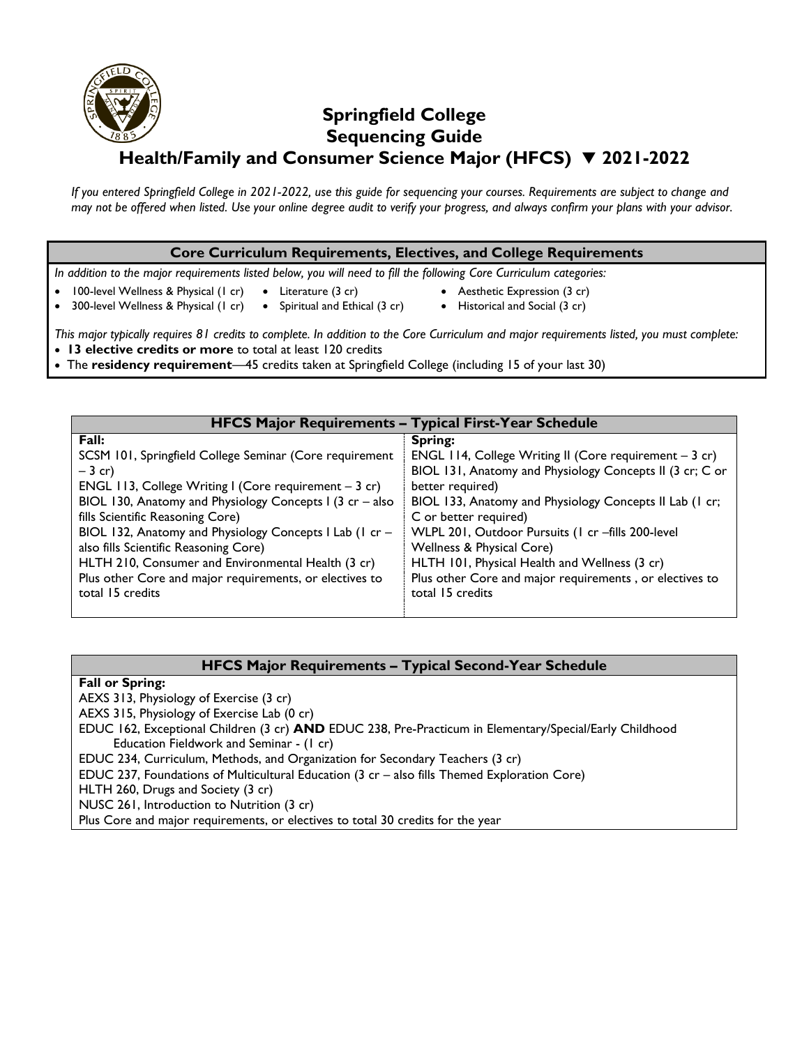# Springfield College Sequencing Guide

## Health/Family and Consumer Science Major (HFCS) ▼ 2021-2022

*If you entered Springfield College in 2021-2022, use this guide for sequencing your courses. Requirements are subject to change and may not be offered when listed. Use your online degree audit to verify your progress, and always confirm your plans with your advisor.*

### Core Curriculum Requirements, Electives, and College Requirements

*In addition to the major requirements listed below, you will need to fill the following Core Curriculum categories:*

- 100-level Wellness & Physical (1 cr)
- 300-level Wellness & Physical (1 cr)
- Literature (3 cr)
- Spiritual and Ethical (3 cr)
- Aesthetic Expression (3 cr)
- Historical and Social (3 cr)

*This major typically requires 81 credits to complete. In addition to the Core Curriculum and major requirements listed, you must complete:*

- **13 elective credits or more** to total at least 120 credits
- The **residency requirement**—45 credits taken at Springfield College (including 15 of your last 30)

### HFCS Major Requirements – Typical First-Year Schedule

| Fall: | Spring: |
|---|---|
| SCSM 101, Springfield College Seminar (Core requirement – 3 cr)<br>ENGL 113, College Writing I (Core requirement – 3 cr)<br>BIOL 130, Anatomy and Physiology Concepts I (3 cr – also fills Scientific Reasoning Core)<br>BIOL 132, Anatomy and Physiology Concepts I Lab (1 cr – also fills Scientific Reasoning Core)<br>HLTH 210, Consumer and Environmental Health (3 cr)<br>Plus other Core and major requirements, or electives to total 15 credits | ENGL 114, College Writing II (Core requirement – 3 cr)<br>BIOL 131, Anatomy and Physiology Concepts II (3 cr; C or better required)<br>BIOL 133, Anatomy and Physiology Concepts II Lab (1 cr; C or better required)<br>WLPL 201, Outdoor Pursuits (1 cr –fills 200-level Wellness & Physical Core)<br>HLTH 101, Physical Health and Wellness (3 cr)<br>Plus other Core and major requirements , or electives to total 15 credits |

### HFCS Major Requirements – Typical Second-Year Schedule

**Fall or Spring:**

AEXS 313, Physiology of Exercise (3 cr)
AEXS 315, Physiology of Exercise Lab (0 cr)
EDUC 162, Exceptional Children (3 cr) **AND** EDUC 238, Pre-Practicum in Elementary/Special/Early Childhood Education Fieldwork and Seminar - (1 cr)
EDUC 234, Curriculum, Methods, and Organization for Secondary Teachers (3 cr)
EDUC 237, Foundations of Multicultural Education (3 cr – also fills Themed Exploration Core)
HLTH 260, Drugs and Society (3 cr)
NUSC 261, Introduction to Nutrition (3 cr)
Plus Core and major requirements, or electives to total 30 credits for the year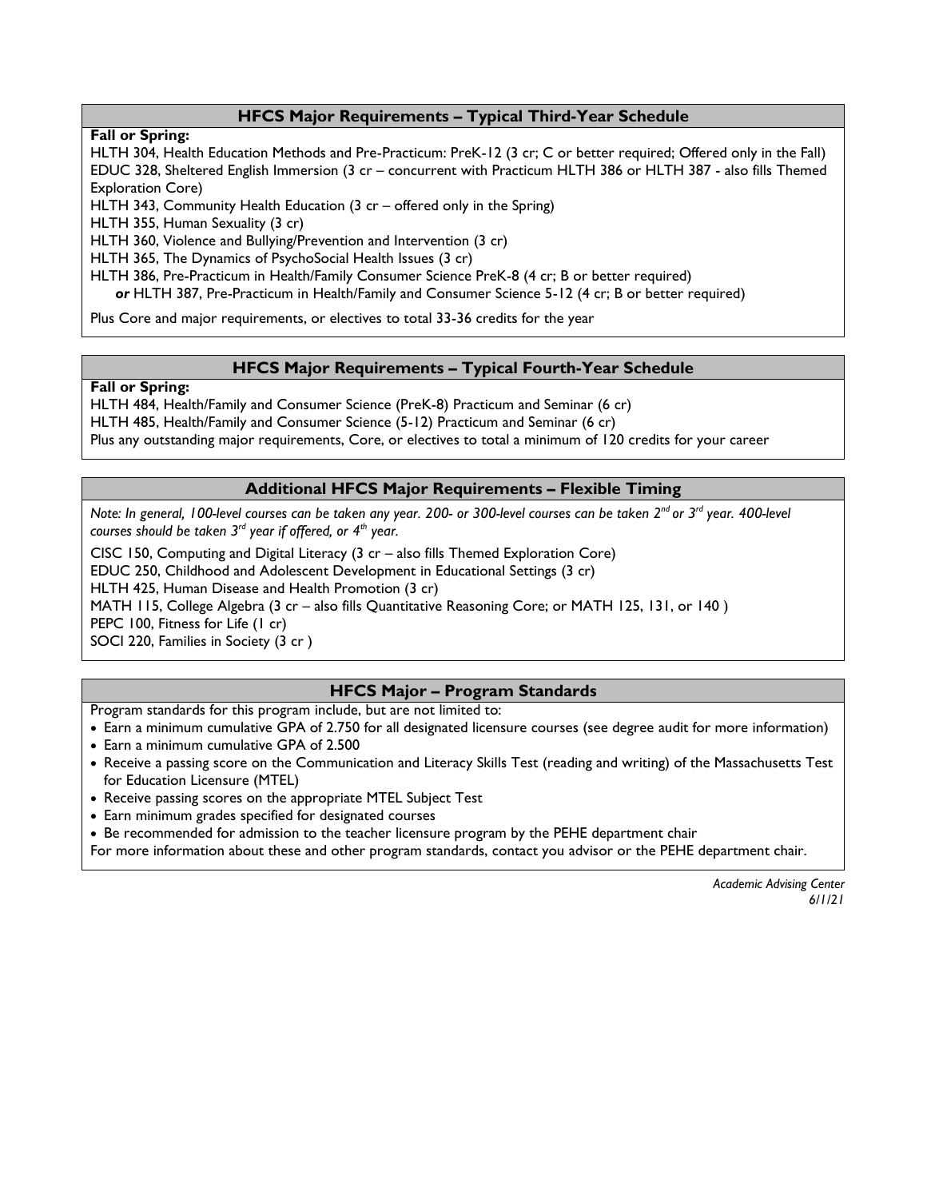## HFCS Major Requirements – Typical Third-Year Schedule

**Fall or Spring:**

HLTH 304, Health Education Methods and Pre-Practicum: PreK-12 (3 cr; C or better required; Offered only in the Fall)
EDUC 328, Sheltered English Immersion (3 cr – concurrent with Practicum HLTH 386 or HLTH 387 - also fills Themed Exploration Core)
HLTH 343, Community Health Education (3 cr – offered only in the Spring)
HLTH 355, Human Sexuality (3 cr)
HLTH 360, Violence and Bullying/Prevention and Intervention (3 cr)
HLTH 365, The Dynamics of PsychoSocial Health Issues (3 cr)
HLTH 386, Pre-Practicum in Health/Family Consumer Science PreK-8 (4 cr; B or better required)
  ***or*** HLTH 387, Pre-Practicum in Health/Family and Consumer Science 5-12 (4 cr; B or better required)

Plus Core and major requirements, or electives to total 33-36 credits for the year

## HFCS Major Requirements – Typical Fourth-Year Schedule

**Fall or Spring:**

HLTH 484, Health/Family and Consumer Science (PreK-8) Practicum and Seminar (6 cr)
HLTH 485, Health/Family and Consumer Science (5-12) Practicum and Seminar (6 cr)
Plus any outstanding major requirements, Core, or electives to total a minimum of 120 credits for your career

## Additional HFCS Major Requirements – Flexible Timing

*Note: In general, 100-level courses can be taken any year. 200- or 300-level courses can be taken 2nd or 3rd year. 400-level courses should be taken 3rd year if offered, or 4th year.*

CISC 150, Computing and Digital Literacy (3 cr – also fills Themed Exploration Core)
EDUC 250, Childhood and Adolescent Development in Educational Settings (3 cr)
HLTH 425, Human Disease and Health Promotion (3 cr)
MATH 115, College Algebra (3 cr – also fills Quantitative Reasoning Core; or MATH 125, 131, or 140 )
PEPC 100, Fitness for Life (1 cr)
SOCI 220, Families in Society (3 cr )

## HFCS Major – Program Standards

Program standards for this program include, but are not limited to:

- Earn a minimum cumulative GPA of 2.750 for all designated licensure courses (see degree audit for more information)
- Earn a minimum cumulative GPA of 2.500
- Receive a passing score on the Communication and Literacy Skills Test (reading and writing) of the Massachusetts Test for Education Licensure (MTEL)
- Receive passing scores on the appropriate MTEL Subject Test
- Earn minimum grades specified for designated courses
- Be recommended for admission to the teacher licensure program by the PEHE department chair

For more information about these and other program standards, contact you advisor or the PEHE department chair.

*Academic Advising Center*
*6/1/21*